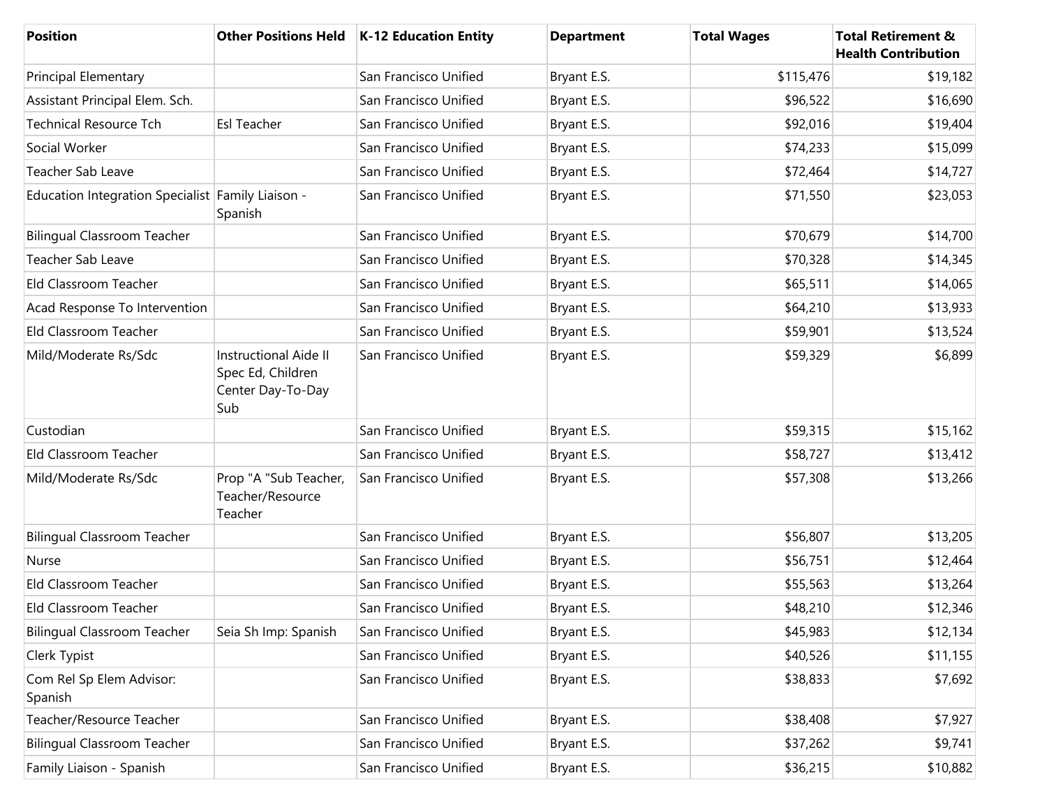| Position | Other Positions Held | K-12 Education Entity | Department | Total Wages | Total Retirement & Health Contribution |
|---|---|---|---|---|---|
| Principal Elementary | | San Francisco Unified | Bryant E.S. | $115,476 | $19,182 |
| Assistant Principal Elem. Sch. | | San Francisco Unified | Bryant E.S. | $96,522 | $16,690 |
| Technical Resource Tch | Esl Teacher | San Francisco Unified | Bryant E.S. | $92,016 | $19,404 |
| Social Worker | | San Francisco Unified | Bryant E.S. | $74,233 | $15,099 |
| Teacher Sab Leave | | San Francisco Unified | Bryant E.S. | $72,464 | $14,727 |
| Education Integration Specialist | Family Liaison - Spanish | San Francisco Unified | Bryant E.S. | $71,550 | $23,053 |
| Bilingual Classroom Teacher | | San Francisco Unified | Bryant E.S. | $70,679 | $14,700 |
| Teacher Sab Leave | | San Francisco Unified | Bryant E.S. | $70,328 | $14,345 |
| Eld Classroom Teacher | | San Francisco Unified | Bryant E.S. | $65,511 | $14,065 |
| Acad Response To Intervention | | San Francisco Unified | Bryant E.S. | $64,210 | $13,933 |
| Eld Classroom Teacher | | San Francisco Unified | Bryant E.S. | $59,901 | $13,524 |
| Mild/Moderate Rs/Sdc | Instructional Aide II Spec Ed, Children Center Day-To-Day Sub | San Francisco Unified | Bryant E.S. | $59,329 | $6,899 |
| Custodian | | San Francisco Unified | Bryant E.S. | $59,315 | $15,162 |
| Eld Classroom Teacher | | San Francisco Unified | Bryant E.S. | $58,727 | $13,412 |
| Mild/Moderate Rs/Sdc | Prop "A "Sub Teacher, Teacher/Resource Teacher | San Francisco Unified | Bryant E.S. | $57,308 | $13,266 |
| Bilingual Classroom Teacher | | San Francisco Unified | Bryant E.S. | $56,807 | $13,205 |
| Nurse | | San Francisco Unified | Bryant E.S. | $56,751 | $12,464 |
| Eld Classroom Teacher | | San Francisco Unified | Bryant E.S. | $55,563 | $13,264 |
| Eld Classroom Teacher | | San Francisco Unified | Bryant E.S. | $48,210 | $12,346 |
| Bilingual Classroom Teacher | Seia Sh Imp: Spanish | San Francisco Unified | Bryant E.S. | $45,983 | $12,134 |
| Clerk Typist | | San Francisco Unified | Bryant E.S. | $40,526 | $11,155 |
| Com Rel Sp Elem Advisor: Spanish | | San Francisco Unified | Bryant E.S. | $38,833 | $7,692 |
| Teacher/Resource Teacher | | San Francisco Unified | Bryant E.S. | $38,408 | $7,927 |
| Bilingual Classroom Teacher | | San Francisco Unified | Bryant E.S. | $37,262 | $9,741 |
| Family Liaison - Spanish | | San Francisco Unified | Bryant E.S. | $36,215 | $10,882 |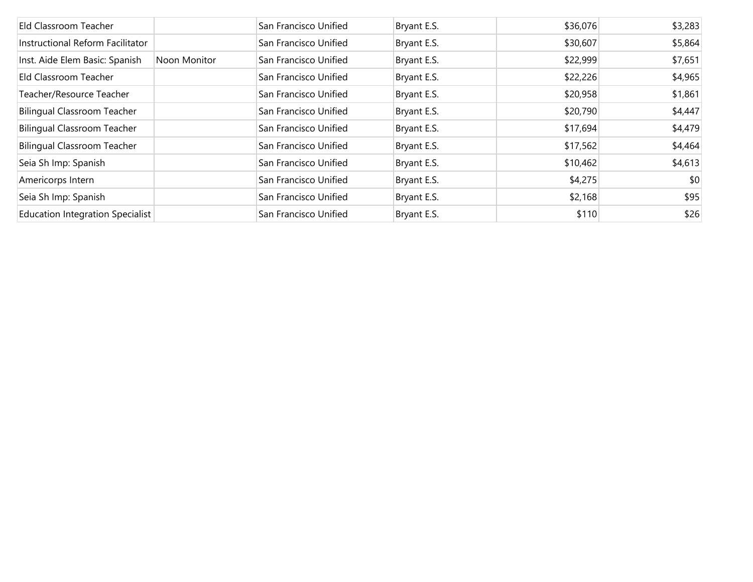| | | | | | |
|---|---|---|---|---|---|
| Eld Classroom Teacher | | San Francisco Unified | Bryant E.S. | $36,076 | $3,283 |
| Instructional Reform Facilitator | | San Francisco Unified | Bryant E.S. | $30,607 | $5,864 |
| Inst. Aide Elem Basic: Spanish | Noon Monitor | San Francisco Unified | Bryant E.S. | $22,999 | $7,651 |
| Eld Classroom Teacher | | San Francisco Unified | Bryant E.S. | $22,226 | $4,965 |
| Teacher/Resource Teacher | | San Francisco Unified | Bryant E.S. | $20,958 | $1,861 |
| Bilingual Classroom Teacher | | San Francisco Unified | Bryant E.S. | $20,790 | $4,447 |
| Bilingual Classroom Teacher | | San Francisco Unified | Bryant E.S. | $17,694 | $4,479 |
| Bilingual Classroom Teacher | | San Francisco Unified | Bryant E.S. | $17,562 | $4,464 |
| Seia Sh Imp: Spanish | | San Francisco Unified | Bryant E.S. | $10,462 | $4,613 |
| Americorps Intern | | San Francisco Unified | Bryant E.S. | $4,275 | $0 |
| Seia Sh Imp: Spanish | | San Francisco Unified | Bryant E.S. | $2,168 | $95 |
| Education Integration Specialist | | San Francisco Unified | Bryant E.S. | $110 | $26 |